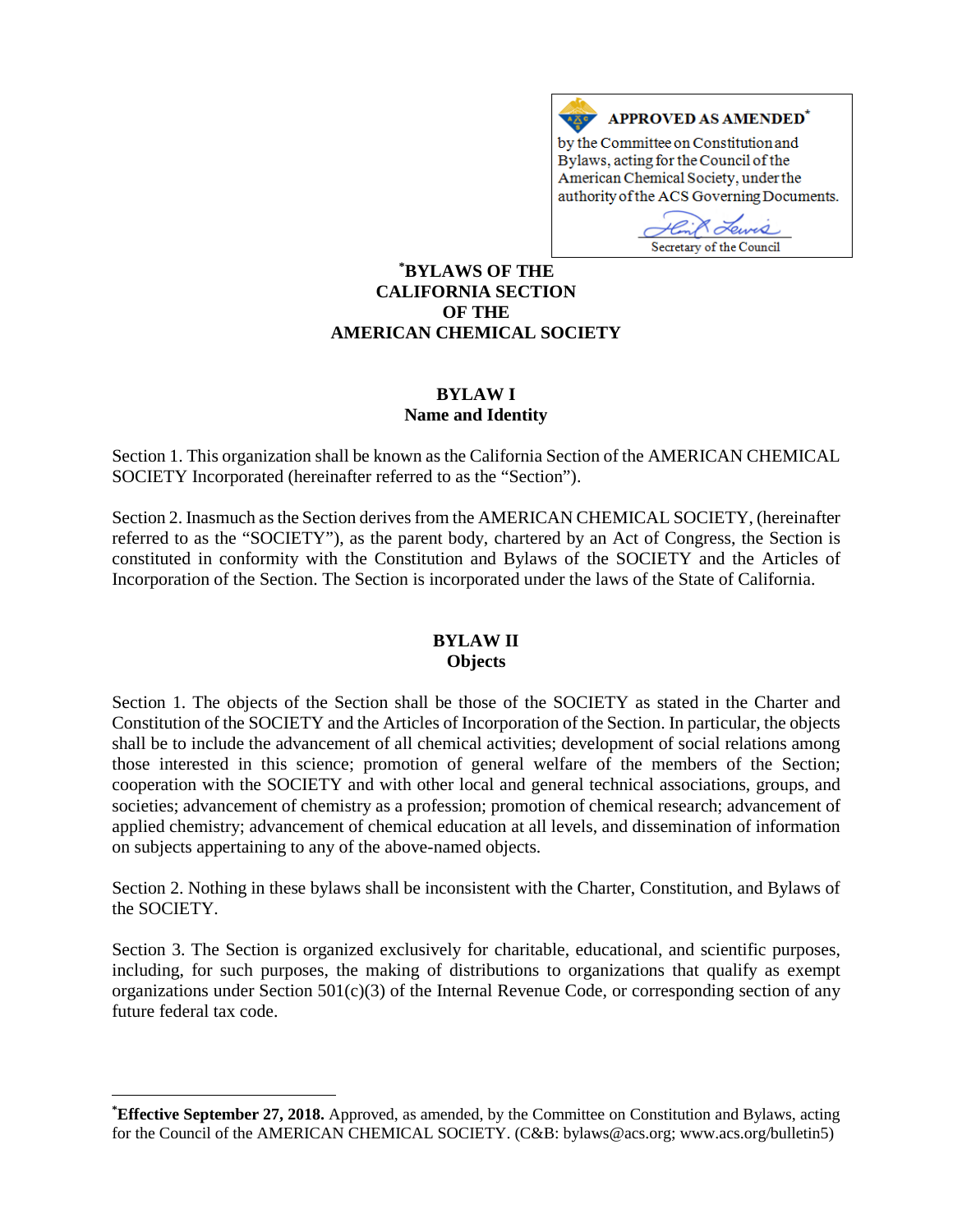**APPROVED AS AMENDED***

by the Committee on Constitution and Bylaws, acting for the Council of the American Chemical Society, under the authority of the ACS Governing Documents.

Secretary of the Council

# *BYLAWS OF THE CALIFORNIA SECTION OF THE AMERICAN CHEMICAL SOCIETY

## BYLAW I
## Name and Identity

Section 1. This organization shall be known as the California Section of the AMERICAN CHEMICAL SOCIETY Incorporated (hereinafter referred to as the "Section").

Section 2. Inasmuch as the Section derives from the AMERICAN CHEMICAL SOCIETY, (hereinafter referred to as the "SOCIETY"), as the parent body, chartered by an Act of Congress, the Section is constituted in conformity with the Constitution and Bylaws of the SOCIETY and the Articles of Incorporation of the Section. The Section is incorporated under the laws of the State of California.

## BYLAW II
## Objects

Section 1. The objects of the Section shall be those of the SOCIETY as stated in the Charter and Constitution of the SOCIETY and the Articles of Incorporation of the Section. In particular, the objects shall be to include the advancement of all chemical activities; development of social relations among those interested in this science; promotion of general welfare of the members of the Section; cooperation with the SOCIETY and with other local and general technical associations, groups, and societies; advancement of chemistry as a profession; promotion of chemical research; advancement of applied chemistry; advancement of chemical education at all levels, and dissemination of information on subjects appertaining to any of the above-named objects.

Section 2. Nothing in these bylaws shall be inconsistent with the Charter, Constitution, and Bylaws of the SOCIETY.

Section 3. The Section is organized exclusively for charitable, educational, and scientific purposes, including, for such purposes, the making of distributions to organizations that qualify as exempt organizations under Section 501(c)(3) of the Internal Revenue Code, or corresponding section of any future federal tax code.

---

***Effective September 27, 2018.** Approved, as amended, by the Committee on Constitution and Bylaws, acting for the Council of the AMERICAN CHEMICAL SOCIETY. (C&B: bylaws@acs.org; www.acs.org/bulletin5)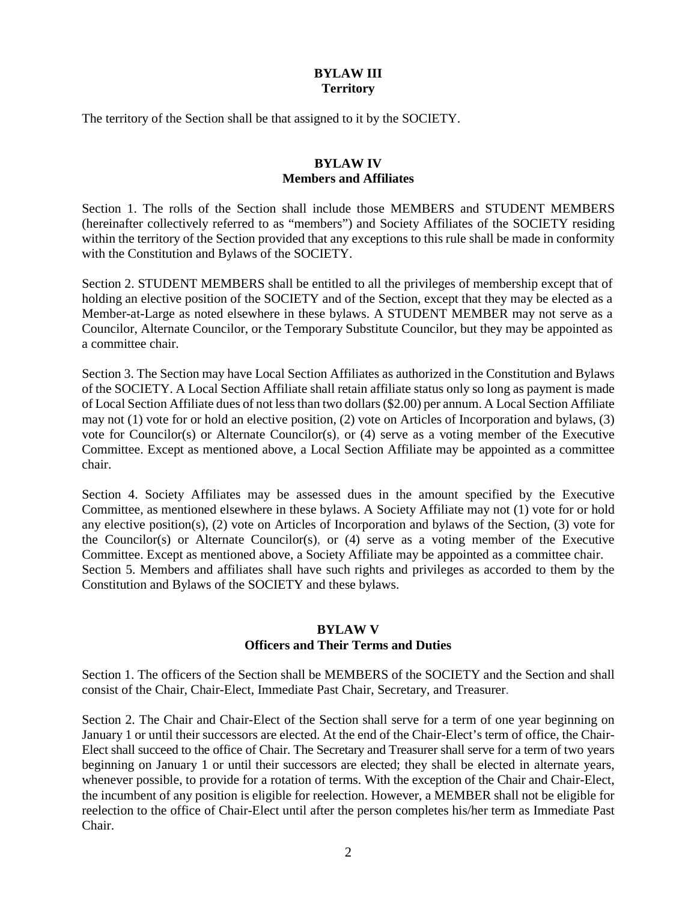## BYLAW III
## Territory

The territory of the Section shall be that assigned to it by the SOCIETY.

## BYLAW IV
## Members and Affiliates

Section 1. The rolls of the Section shall include those MEMBERS and STUDENT MEMBERS (hereinafter collectively referred to as "members") and Society Affiliates of the SOCIETY residing within the territory of the Section provided that any exceptions to this rule shall be made in conformity with the Constitution and Bylaws of the SOCIETY.

Section 2. STUDENT MEMBERS shall be entitled to all the privileges of membership except that of holding an elective position of the SOCIETY and of the Section, except that they may be elected as a Member-at-Large as noted elsewhere in these bylaws. A STUDENT MEMBER may not serve as a Councilor, Alternate Councilor, or the Temporary Substitute Councilor, but they may be appointed as a committee chair.

Section 3. The Section may have Local Section Affiliates as authorized in the Constitution and Bylaws of the SOCIETY. A Local Section Affiliate shall retain affiliate status only so long as payment is made of Local Section Affiliate dues of not less than two dollars ($2.00) per annum. A Local Section Affiliate may not (1) vote for or hold an elective position, (2) vote on Articles of Incorporation and bylaws, (3) vote for Councilor(s) or Alternate Councilor(s), or (4) serve as a voting member of the Executive Committee. Except as mentioned above, a Local Section Affiliate may be appointed as a committee chair.

Section 4. Society Affiliates may be assessed dues in the amount specified by the Executive Committee, as mentioned elsewhere in these bylaws. A Society Affiliate may not (1) vote for or hold any elective position(s), (2) vote on Articles of Incorporation and bylaws of the Section, (3) vote for the Councilor(s) or Alternate Councilor(s), or (4) serve as a voting member of the Executive Committee. Except as mentioned above, a Society Affiliate may be appointed as a committee chair.

Section 5. Members and affiliates shall have such rights and privileges as accorded to them by the Constitution and Bylaws of the SOCIETY and these bylaws.

## BYLAW V
## Officers and Their Terms and Duties

Section 1. The officers of the Section shall be MEMBERS of the SOCIETY and the Section and shall consist of the Chair, Chair-Elect, Immediate Past Chair, Secretary, and Treasurer.

Section 2. The Chair and Chair-Elect of the Section shall serve for a term of one year beginning on January 1 or until their successors are elected. At the end of the Chair-Elect's term of office, the Chair-Elect shall succeed to the office of Chair. The Secretary and Treasurer shall serve for a term of two years beginning on January 1 or until their successors are elected; they shall be elected in alternate years, whenever possible, to provide for a rotation of terms. With the exception of the Chair and Chair-Elect, the incumbent of any position is eligible for reelection. However, a MEMBER shall not be eligible for reelection to the office of Chair-Elect until after the person completes his/her term as Immediate Past Chair.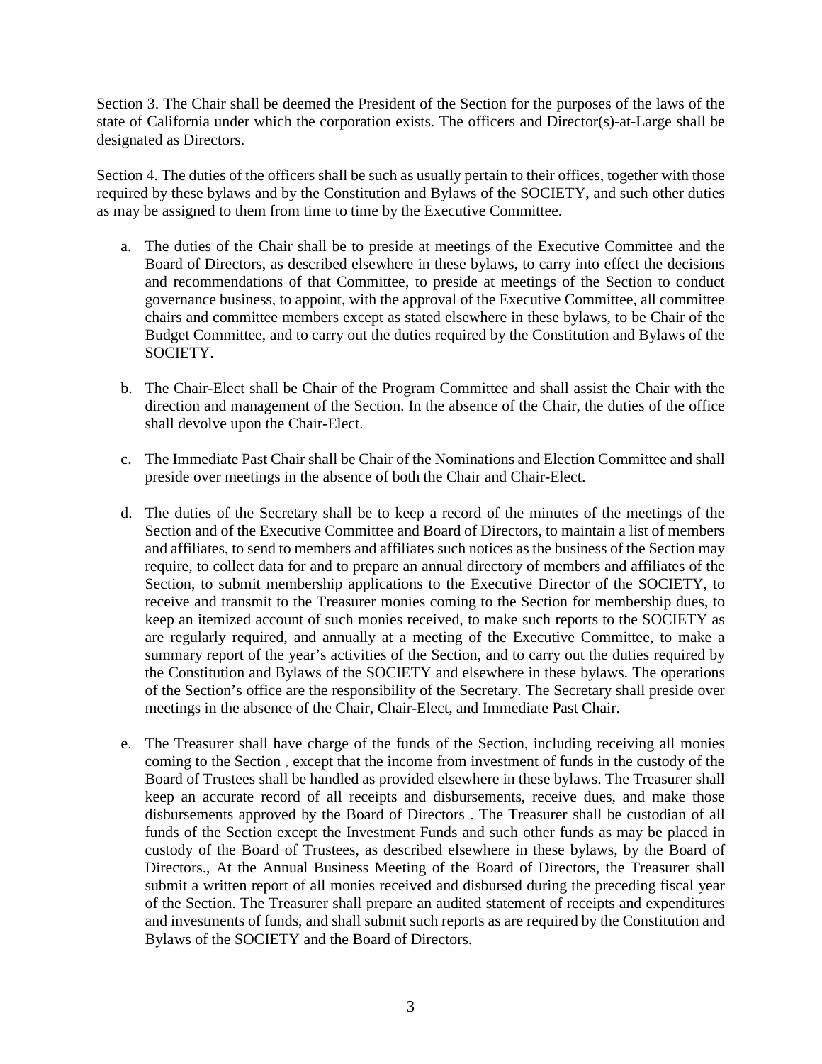Section 3. The Chair shall be deemed the President of the Section for the purposes of the laws of the state of California under which the corporation exists. The officers and Director(s)-at-Large shall be designated as Directors.

Section 4. The duties of the officers shall be such as usually pertain to their offices, together with those required by these bylaws and by the Constitution and Bylaws of the SOCIETY, and such other duties as may be assigned to them from time to time by the Executive Committee.

a. The duties of the Chair shall be to preside at meetings of the Executive Committee and the Board of Directors, as described elsewhere in these bylaws, to carry into effect the decisions and recommendations of that Committee, to preside at meetings of the Section to conduct governance business, to appoint, with the approval of the Executive Committee, all committee chairs and committee members except as stated elsewhere in these bylaws, to be Chair of the Budget Committee, and to carry out the duties required by the Constitution and Bylaws of the SOCIETY.

b. The Chair-Elect shall be Chair of the Program Committee and shall assist the Chair with the direction and management of the Section. In the absence of the Chair, the duties of the office shall devolve upon the Chair-Elect.

c. The Immediate Past Chair shall be Chair of the Nominations and Election Committee and shall preside over meetings in the absence of both the Chair and Chair-Elect.

d. The duties of the Secretary shall be to keep a record of the minutes of the meetings of the Section and of the Executive Committee and Board of Directors, to maintain a list of members and affiliates, to send to members and affiliates such notices as the business of the Section may require, to collect data for and to prepare an annual directory of members and affiliates of the Section, to submit membership applications to the Executive Director of the SOCIETY, to receive and transmit to the Treasurer monies coming to the Section for membership dues, to keep an itemized account of such monies received, to make such reports to the SOCIETY as are regularly required, and annually at a meeting of the Executive Committee, to make a summary report of the year's activities of the Section, and to carry out the duties required by the Constitution and Bylaws of the SOCIETY and elsewhere in these bylaws. The operations of the Section's office are the responsibility of the Secretary. The Secretary shall preside over meetings in the absence of the Chair, Chair-Elect, and Immediate Past Chair.

e. The Treasurer shall have charge of the funds of the Section, including receiving all monies coming to the Section , except that the income from investment of funds in the custody of the Board of Trustees shall be handled as provided elsewhere in these bylaws. The Treasurer shall keep an accurate record of all receipts and disbursements, receive dues, and make those disbursements approved by the Board of Directors . The Treasurer shall be custodian of all funds of the Section except the Investment Funds and such other funds as may be placed in custody of the Board of Trustees, as described elsewhere in these bylaws, by the Board of Directors., At the Annual Business Meeting of the Board of Directors, the Treasurer shall submit a written report of all monies received and disbursed during the preceding fiscal year of the Section. The Treasurer shall prepare an audited statement of receipts and expenditures and investments of funds, and shall submit such reports as are required by the Constitution and Bylaws of the SOCIETY and the Board of Directors.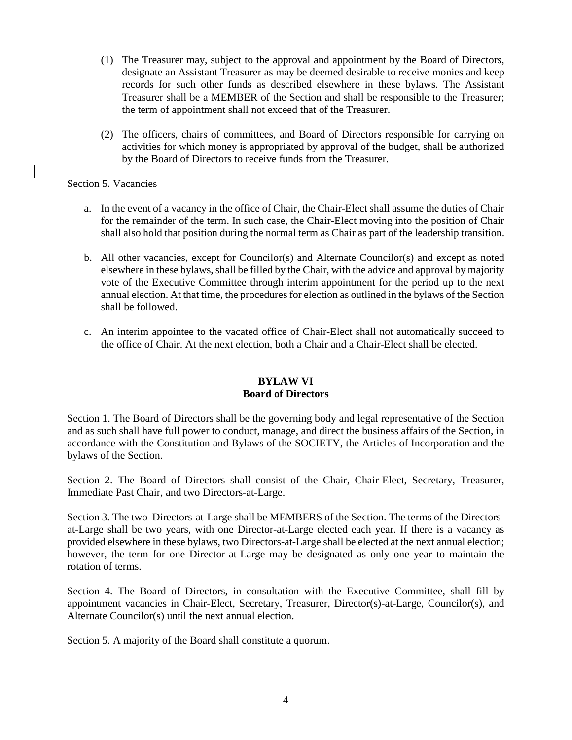(1) The Treasurer may, subject to the approval and appointment by the Board of Directors, designate an Assistant Treasurer as may be deemed desirable to receive monies and keep records for such other funds as described elsewhere in these bylaws. The Assistant Treasurer shall be a MEMBER of the Section and shall be responsible to the Treasurer; the term of appointment shall not exceed that of the Treasurer.

(2) The officers, chairs of committees, and Board of Directors responsible for carrying on activities for which money is appropriated by approval of the budget, shall be authorized by the Board of Directors to receive funds from the Treasurer.

Section 5. Vacancies

a. In the event of a vacancy in the office of Chair, the Chair-Elect shall assume the duties of Chair for the remainder of the term. In such case, the Chair-Elect moving into the position of Chair shall also hold that position during the normal term as Chair as part of the leadership transition.

b. All other vacancies, except for Councilor(s) and Alternate Councilor(s) and except as noted elsewhere in these bylaws, shall be filled by the Chair, with the advice and approval by majority vote of the Executive Committee through interim appointment for the period up to the next annual election. At that time, the procedures for election as outlined in the bylaws of the Section shall be followed.

c. An interim appointee to the vacated office of Chair-Elect shall not automatically succeed to the office of Chair. At the next election, both a Chair and a Chair-Elect shall be elected.

## BYLAW VI
## Board of Directors

Section 1. The Board of Directors shall be the governing body and legal representative of the Section and as such shall have full power to conduct, manage, and direct the business affairs of the Section, in accordance with the Constitution and Bylaws of the SOCIETY, the Articles of Incorporation and the bylaws of the Section.

Section 2. The Board of Directors shall consist of the Chair, Chair-Elect, Secretary, Treasurer, Immediate Past Chair, and two Directors-at-Large.

Section 3. The two Directors-at-Large shall be MEMBERS of the Section. The terms of the Directors-at-Large shall be two years, with one Director-at-Large elected each year. If there is a vacancy as provided elsewhere in these bylaws, two Directors-at-Large shall be elected at the next annual election; however, the term for one Director-at-Large may be designated as only one year to maintain the rotation of terms.

Section 4. The Board of Directors, in consultation with the Executive Committee, shall fill by appointment vacancies in Chair-Elect, Secretary, Treasurer, Director(s)-at-Large, Councilor(s), and Alternate Councilor(s) until the next annual election.

Section 5. A majority of the Board shall constitute a quorum.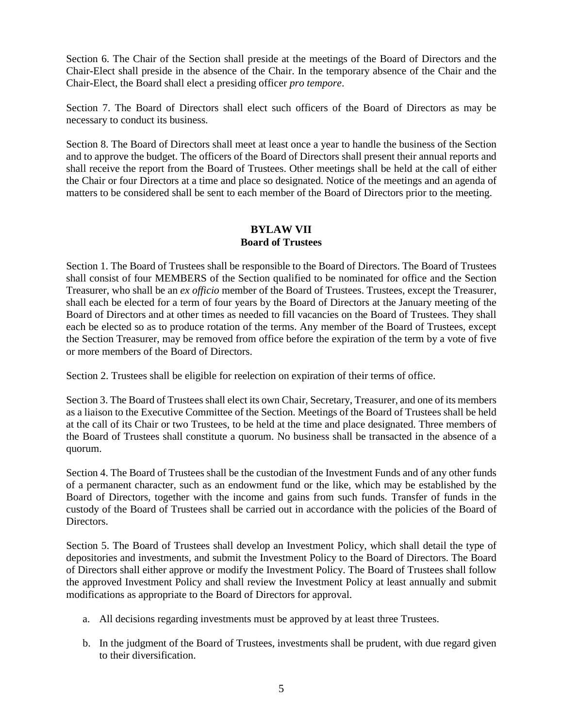Section 6. The Chair of the Section shall preside at the meetings of the Board of Directors and the Chair-Elect shall preside in the absence of the Chair. In the temporary absence of the Chair and the Chair-Elect, the Board shall elect a presiding officer *pro tempore*.

Section 7. The Board of Directors shall elect such officers of the Board of Directors as may be necessary to conduct its business.

Section 8. The Board of Directors shall meet at least once a year to handle the business of the Section and to approve the budget. The officers of the Board of Directors shall present their annual reports and shall receive the report from the Board of Trustees. Other meetings shall be held at the call of either the Chair or four Directors at a time and place so designated. Notice of the meetings and an agenda of matters to be considered shall be sent to each member of the Board of Directors prior to the meeting.

## BYLAW VII
## Board of Trustees

Section 1. The Board of Trustees shall be responsible to the Board of Directors. The Board of Trustees shall consist of four MEMBERS of the Section qualified to be nominated for office and the Section Treasurer, who shall be an *ex officio* member of the Board of Trustees. Trustees, except the Treasurer, shall each be elected for a term of four years by the Board of Directors at the January meeting of the Board of Directors and at other times as needed to fill vacancies on the Board of Trustees. They shall each be elected so as to produce rotation of the terms. Any member of the Board of Trustees, except the Section Treasurer, may be removed from office before the expiration of the term by a vote of five or more members of the Board of Directors.

Section 2. Trustees shall be eligible for reelection on expiration of their terms of office.

Section 3. The Board of Trustees shall elect its own Chair, Secretary, Treasurer, and one of its members as a liaison to the Executive Committee of the Section. Meetings of the Board of Trustees shall be held at the call of its Chair or two Trustees, to be held at the time and place designated. Three members of the Board of Trustees shall constitute a quorum. No business shall be transacted in the absence of a quorum.

Section 4. The Board of Trustees shall be the custodian of the Investment Funds and of any other funds of a permanent character, such as an endowment fund or the like, which may be established by the Board of Directors, together with the income and gains from such funds. Transfer of funds in the custody of the Board of Trustees shall be carried out in accordance with the policies of the Board of Directors.

Section 5. The Board of Trustees shall develop an Investment Policy, which shall detail the type of depositories and investments, and submit the Investment Policy to the Board of Directors. The Board of Directors shall either approve or modify the Investment Policy. The Board of Trustees shall follow the approved Investment Policy and shall review the Investment Policy at least annually and submit modifications as appropriate to the Board of Directors for approval.

a. All decisions regarding investments must be approved by at least three Trustees.

b. In the judgment of the Board of Trustees, investments shall be prudent, with due regard given to their diversification.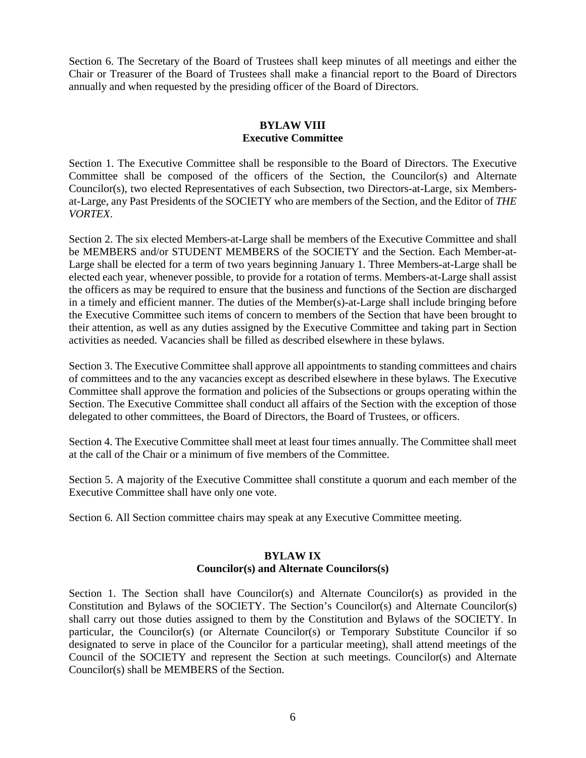Section 6. The Secretary of the Board of Trustees shall keep minutes of all meetings and either the Chair or Treasurer of the Board of Trustees shall make a financial report to the Board of Directors annually and when requested by the presiding officer of the Board of Directors.

## BYLAW VIII
## Executive Committee

Section 1. The Executive Committee shall be responsible to the Board of Directors. The Executive Committee shall be composed of the officers of the Section, the Councilor(s) and Alternate Councilor(s), two elected Representatives of each Subsection, two Directors-at-Large, six Members-at-Large, any Past Presidents of the SOCIETY who are members of the Section, and the Editor of *THE VORTEX*.

Section 2. The six elected Members-at-Large shall be members of the Executive Committee and shall be MEMBERS and/or STUDENT MEMBERS of the SOCIETY and the Section. Each Member-at-Large shall be elected for a term of two years beginning January 1. Three Members-at-Large shall be elected each year, whenever possible, to provide for a rotation of terms. Members-at-Large shall assist the officers as may be required to ensure that the business and functions of the Section are discharged in a timely and efficient manner. The duties of the Member(s)-at-Large shall include bringing before the Executive Committee such items of concern to members of the Section that have been brought to their attention, as well as any duties assigned by the Executive Committee and taking part in Section activities as needed. Vacancies shall be filled as described elsewhere in these bylaws.

Section 3. The Executive Committee shall approve all appointments to standing committees and chairs of committees and to the any vacancies except as described elsewhere in these bylaws. The Executive Committee shall approve the formation and policies of the Subsections or groups operating within the Section. The Executive Committee shall conduct all affairs of the Section with the exception of those delegated to other committees, the Board of Directors, the Board of Trustees, or officers.

Section 4. The Executive Committee shall meet at least four times annually. The Committee shall meet at the call of the Chair or a minimum of five members of the Committee.

Section 5. A majority of the Executive Committee shall constitute a quorum and each member of the Executive Committee shall have only one vote.

Section 6. All Section committee chairs may speak at any Executive Committee meeting.

## BYLAW IX
## Councilor(s) and Alternate Councilors(s)

Section 1. The Section shall have Councilor(s) and Alternate Councilor(s) as provided in the Constitution and Bylaws of the SOCIETY. The Section's Councilor(s) and Alternate Councilor(s) shall carry out those duties assigned to them by the Constitution and Bylaws of the SOCIETY. In particular, the Councilor(s) (or Alternate Councilor(s) or Temporary Substitute Councilor if so designated to serve in place of the Councilor for a particular meeting), shall attend meetings of the Council of the SOCIETY and represent the Section at such meetings. Councilor(s) and Alternate Councilor(s) shall be MEMBERS of the Section.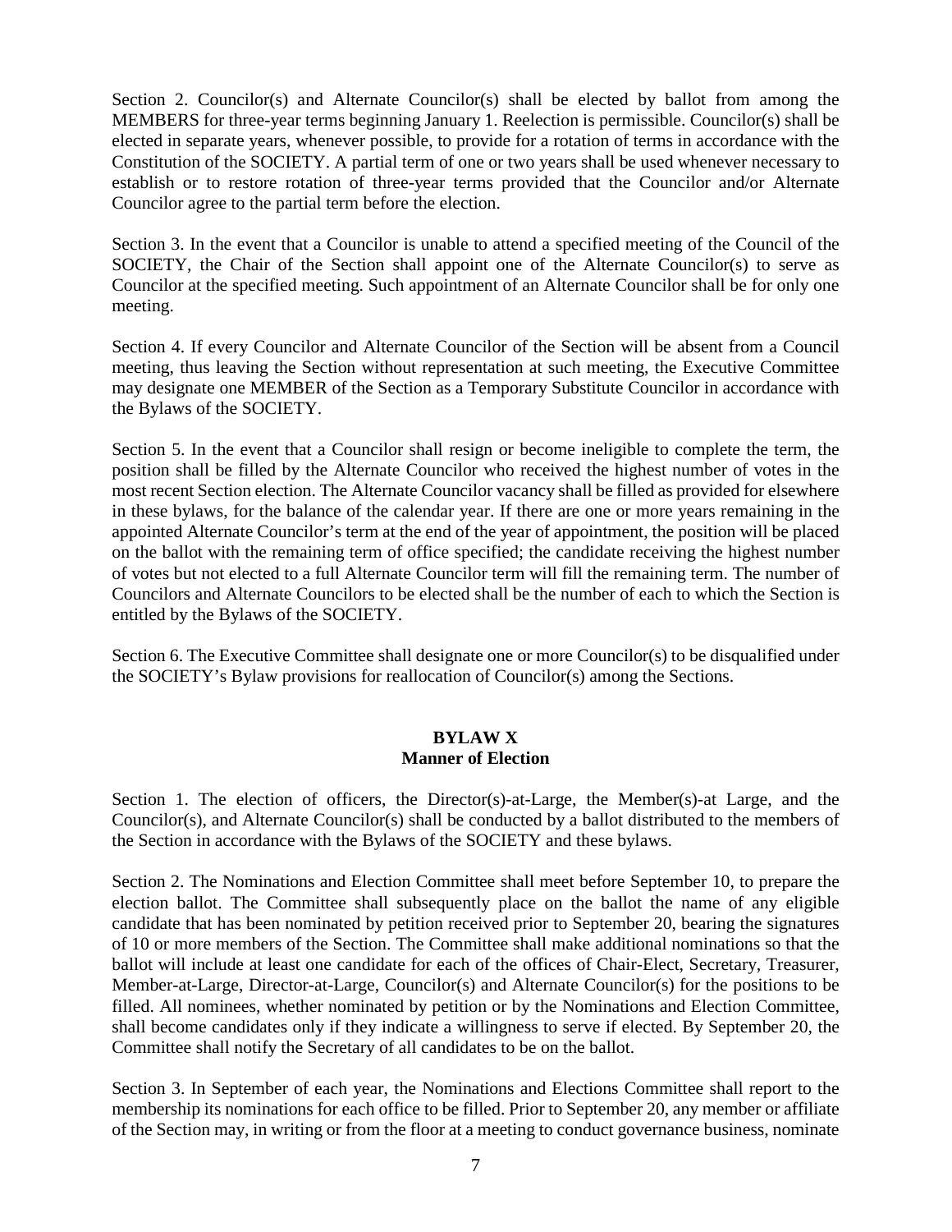Section 2. Councilor(s) and Alternate Councilor(s) shall be elected by ballot from among the MEMBERS for three-year terms beginning January 1. Reelection is permissible. Councilor(s) shall be elected in separate years, whenever possible, to provide for a rotation of terms in accordance with the Constitution of the SOCIETY. A partial term of one or two years shall be used whenever necessary to establish or to restore rotation of three-year terms provided that the Councilor and/or Alternate Councilor agree to the partial term before the election.

Section 3. In the event that a Councilor is unable to attend a specified meeting of the Council of the SOCIETY, the Chair of the Section shall appoint one of the Alternate Councilor(s) to serve as Councilor at the specified meeting. Such appointment of an Alternate Councilor shall be for only one meeting.

Section 4. If every Councilor and Alternate Councilor of the Section will be absent from a Council meeting, thus leaving the Section without representation at such meeting, the Executive Committee may designate one MEMBER of the Section as a Temporary Substitute Councilor in accordance with the Bylaws of the SOCIETY.

Section 5. In the event that a Councilor shall resign or become ineligible to complete the term, the position shall be filled by the Alternate Councilor who received the highest number of votes in the most recent Section election. The Alternate Councilor vacancy shall be filled as provided for elsewhere in these bylaws, for the balance of the calendar year. If there are one or more years remaining in the appointed Alternate Councilor's term at the end of the year of appointment, the position will be placed on the ballot with the remaining term of office specified; the candidate receiving the highest number of votes but not elected to a full Alternate Councilor term will fill the remaining term. The number of Councilors and Alternate Councilors to be elected shall be the number of each to which the Section is entitled by the Bylaws of the SOCIETY.

Section 6. The Executive Committee shall designate one or more Councilor(s) to be disqualified under the SOCIETY's Bylaw provisions for reallocation of Councilor(s) among the Sections.

## BYLAW X
## Manner of Election

Section 1. The election of officers, the Director(s)-at-Large, the Member(s)-at Large, and the Councilor(s), and Alternate Councilor(s) shall be conducted by a ballot distributed to the members of the Section in accordance with the Bylaws of the SOCIETY and these bylaws.

Section 2. The Nominations and Election Committee shall meet before September 10, to prepare the election ballot. The Committee shall subsequently place on the ballot the name of any eligible candidate that has been nominated by petition received prior to September 20, bearing the signatures of 10 or more members of the Section. The Committee shall make additional nominations so that the ballot will include at least one candidate for each of the offices of Chair-Elect, Secretary, Treasurer, Member-at-Large, Director-at-Large, Councilor(s) and Alternate Councilor(s) for the positions to be filled. All nominees, whether nominated by petition or by the Nominations and Election Committee, shall become candidates only if they indicate a willingness to serve if elected. By September 20, the Committee shall notify the Secretary of all candidates to be on the ballot.

Section 3. In September of each year, the Nominations and Elections Committee shall report to the membership its nominations for each office to be filled. Prior to September 20, any member or affiliate of the Section may, in writing or from the floor at a meeting to conduct governance business, nominate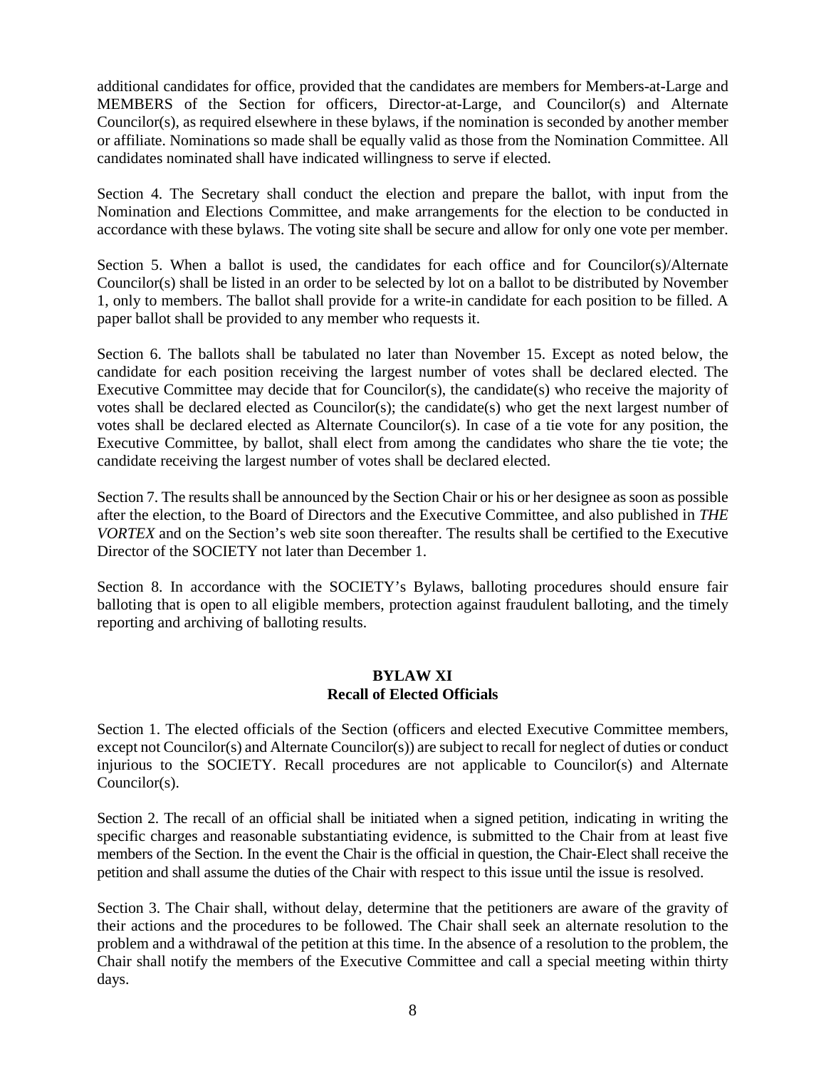additional candidates for office, provided that the candidates are members for Members-at-Large and MEMBERS of the Section for officers, Director-at-Large, and Councilor(s) and Alternate Councilor(s), as required elsewhere in these bylaws, if the nomination is seconded by another member or affiliate. Nominations so made shall be equally valid as those from the Nomination Committee. All candidates nominated shall have indicated willingness to serve if elected.

Section 4. The Secretary shall conduct the election and prepare the ballot, with input from the Nomination and Elections Committee, and make arrangements for the election to be conducted in accordance with these bylaws. The voting site shall be secure and allow for only one vote per member.

Section 5. When a ballot is used, the candidates for each office and for Councilor(s)/Alternate Councilor(s) shall be listed in an order to be selected by lot on a ballot to be distributed by November 1, only to members. The ballot shall provide for a write-in candidate for each position to be filled. A paper ballot shall be provided to any member who requests it.

Section 6. The ballots shall be tabulated no later than November 15. Except as noted below, the candidate for each position receiving the largest number of votes shall be declared elected. The Executive Committee may decide that for Councilor(s), the candidate(s) who receive the majority of votes shall be declared elected as Councilor(s); the candidate(s) who get the next largest number of votes shall be declared elected as Alternate Councilor(s). In case of a tie vote for any position, the Executive Committee, by ballot, shall elect from among the candidates who share the tie vote; the candidate receiving the largest number of votes shall be declared elected.

Section 7. The results shall be announced by the Section Chair or his or her designee as soon as possible after the election, to the Board of Directors and the Executive Committee, and also published in *THE VORTEX* and on the Section's web site soon thereafter. The results shall be certified to the Executive Director of the SOCIETY not later than December 1.

Section 8. In accordance with the SOCIETY's Bylaws, balloting procedures should ensure fair balloting that is open to all eligible members, protection against fraudulent balloting, and the timely reporting and archiving of balloting results.

## BYLAW XI
## Recall of Elected Officials

Section 1. The elected officials of the Section (officers and elected Executive Committee members, except not Councilor(s) and Alternate Councilor(s)) are subject to recall for neglect of duties or conduct injurious to the SOCIETY. Recall procedures are not applicable to Councilor(s) and Alternate Councilor(s).

Section 2. The recall of an official shall be initiated when a signed petition, indicating in writing the specific charges and reasonable substantiating evidence, is submitted to the Chair from at least five members of the Section. In the event the Chair is the official in question, the Chair-Elect shall receive the petition and shall assume the duties of the Chair with respect to this issue until the issue is resolved.

Section 3. The Chair shall, without delay, determine that the petitioners are aware of the gravity of their actions and the procedures to be followed. The Chair shall seek an alternate resolution to the problem and a withdrawal of the petition at this time. In the absence of a resolution to the problem, the Chair shall notify the members of the Executive Committee and call a special meeting within thirty days.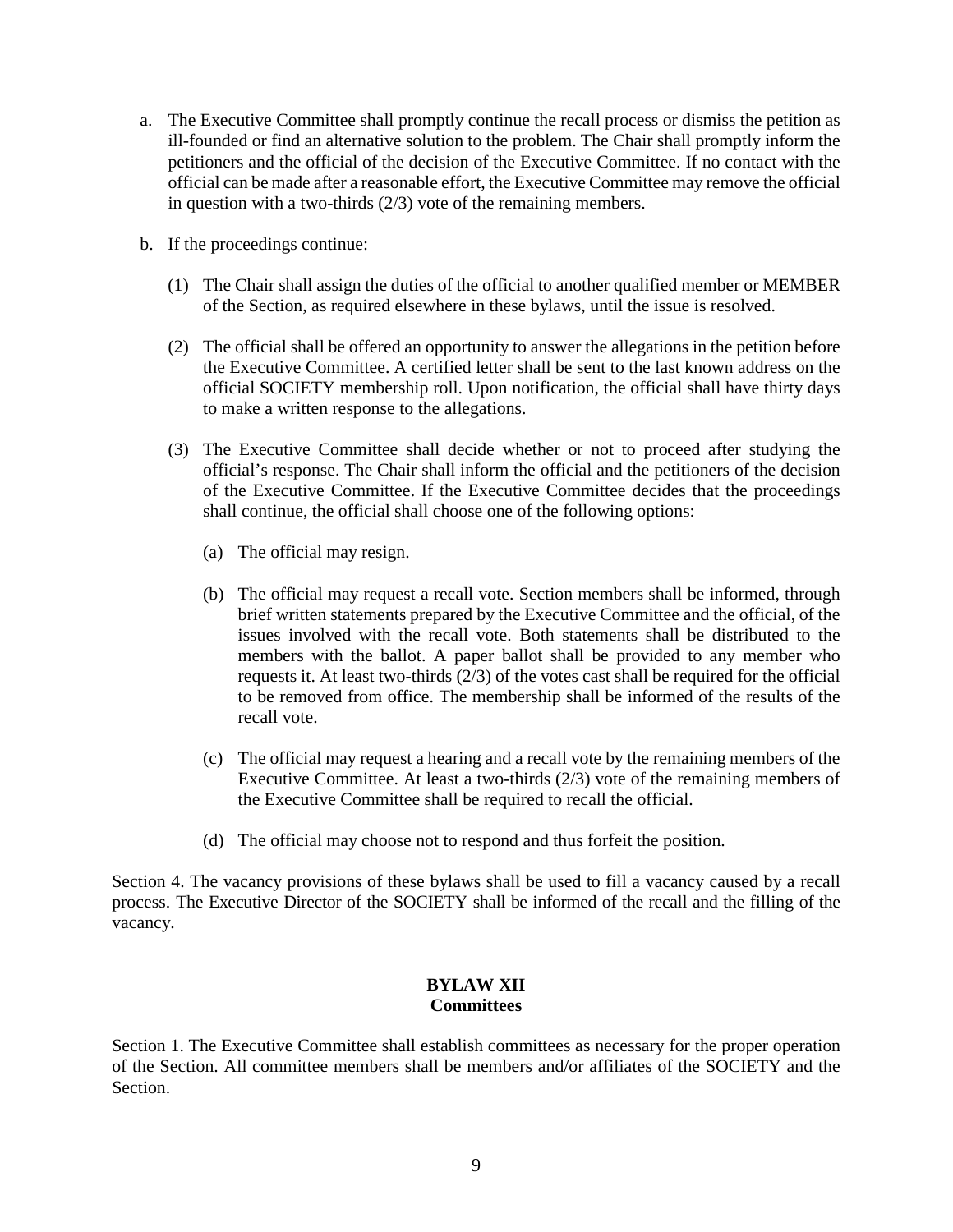a. The Executive Committee shall promptly continue the recall process or dismiss the petition as ill-founded or find an alternative solution to the problem. The Chair shall promptly inform the petitioners and the official of the decision of the Executive Committee. If no contact with the official can be made after a reasonable effort, the Executive Committee may remove the official in question with a two-thirds (2/3) vote of the remaining members.

b. If the proceedings continue:

   (1) The Chair shall assign the duties of the official to another qualified member or MEMBER of the Section, as required elsewhere in these bylaws, until the issue is resolved.

   (2) The official shall be offered an opportunity to answer the allegations in the petition before the Executive Committee. A certified letter shall be sent to the last known address on the official SOCIETY membership roll. Upon notification, the official shall have thirty days to make a written response to the allegations.

   (3) The Executive Committee shall decide whether or not to proceed after studying the official's response. The Chair shall inform the official and the petitioners of the decision of the Executive Committee. If the Executive Committee decides that the proceedings shall continue, the official shall choose one of the following options:

      (a) The official may resign.

      (b) The official may request a recall vote. Section members shall be informed, through brief written statements prepared by the Executive Committee and the official, of the issues involved with the recall vote. Both statements shall be distributed to the members with the ballot. A paper ballot shall be provided to any member who requests it. At least two-thirds (2/3) of the votes cast shall be required for the official to be removed from office. The membership shall be informed of the results of the recall vote.

      (c) The official may request a hearing and a recall vote by the remaining members of the Executive Committee. At least a two-thirds (2/3) vote of the remaining members of the Executive Committee shall be required to recall the official.

      (d) The official may choose not to respond and thus forfeit the position.

Section 4. The vacancy provisions of these bylaws shall be used to fill a vacancy caused by a recall process. The Executive Director of the SOCIETY shall be informed of the recall and the filling of the vacancy.

## BYLAW XII
## Committees

Section 1. The Executive Committee shall establish committees as necessary for the proper operation of the Section. All committee members shall be members and/or affiliates of the SOCIETY and the Section.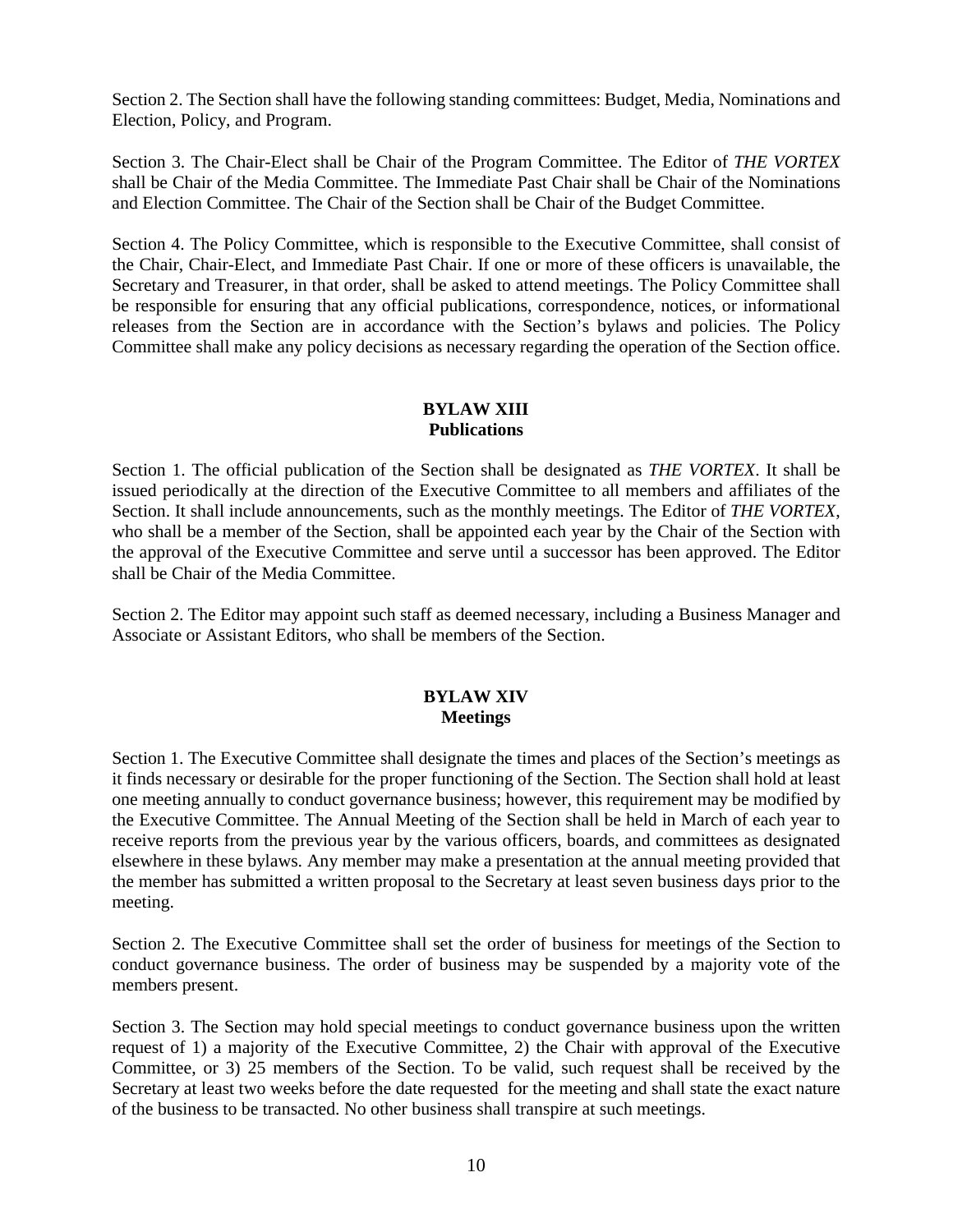Section 2. The Section shall have the following standing committees: Budget, Media, Nominations and Election, Policy, and Program.

Section 3. The Chair-Elect shall be Chair of the Program Committee. The Editor of *THE VORTEX* shall be Chair of the Media Committee. The Immediate Past Chair shall be Chair of the Nominations and Election Committee. The Chair of the Section shall be Chair of the Budget Committee.

Section 4. The Policy Committee, which is responsible to the Executive Committee, shall consist of the Chair, Chair-Elect, and Immediate Past Chair. If one or more of these officers is unavailable, the Secretary and Treasurer, in that order, shall be asked to attend meetings. The Policy Committee shall be responsible for ensuring that any official publications, correspondence, notices, or informational releases from the Section are in accordance with the Section's bylaws and policies. The Policy Committee shall make any policy decisions as necessary regarding the operation of the Section office.

## BYLAW XIII
## Publications

Section 1. The official publication of the Section shall be designated as *THE VORTEX*. It shall be issued periodically at the direction of the Executive Committee to all members and affiliates of the Section. It shall include announcements, such as the monthly meetings. The Editor of *THE VORTEX*, who shall be a member of the Section, shall be appointed each year by the Chair of the Section with the approval of the Executive Committee and serve until a successor has been approved. The Editor shall be Chair of the Media Committee.

Section 2. The Editor may appoint such staff as deemed necessary, including a Business Manager and Associate or Assistant Editors, who shall be members of the Section.

## BYLAW XIV
## Meetings

Section 1. The Executive Committee shall designate the times and places of the Section's meetings as it finds necessary or desirable for the proper functioning of the Section. The Section shall hold at least one meeting annually to conduct governance business; however, this requirement may be modified by the Executive Committee. The Annual Meeting of the Section shall be held in March of each year to receive reports from the previous year by the various officers, boards, and committees as designated elsewhere in these bylaws. Any member may make a presentation at the annual meeting provided that the member has submitted a written proposal to the Secretary at least seven business days prior to the meeting.

Section 2. The Executive Committee shall set the order of business for meetings of the Section to conduct governance business. The order of business may be suspended by a majority vote of the members present.

Section 3. The Section may hold special meetings to conduct governance business upon the written request of 1) a majority of the Executive Committee, 2) the Chair with approval of the Executive Committee, or 3) 25 members of the Section. To be valid, such request shall be received by the Secretary at least two weeks before the date requested for the meeting and shall state the exact nature of the business to be transacted. No other business shall transpire at such meetings.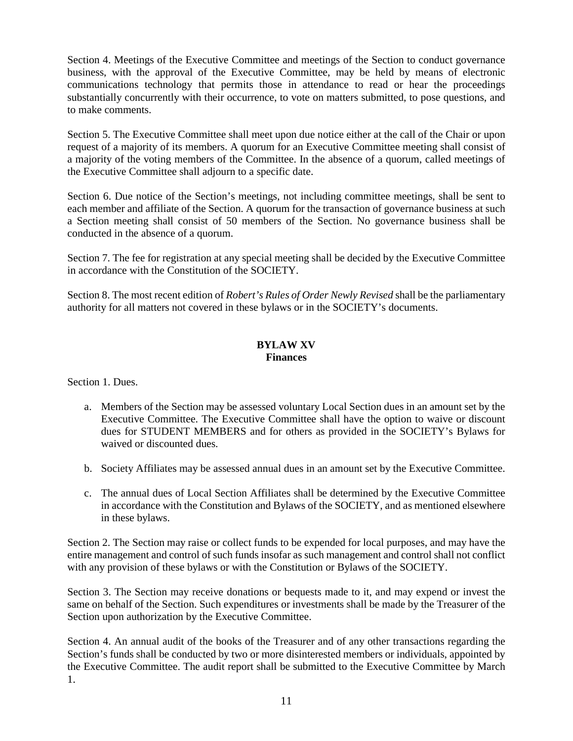Section 4. Meetings of the Executive Committee and meetings of the Section to conduct governance business, with the approval of the Executive Committee, may be held by means of electronic communications technology that permits those in attendance to read or hear the proceedings substantially concurrently with their occurrence, to vote on matters submitted, to pose questions, and to make comments.

Section 5. The Executive Committee shall meet upon due notice either at the call of the Chair or upon request of a majority of its members. A quorum for an Executive Committee meeting shall consist of a majority of the voting members of the Committee. In the absence of a quorum, called meetings of the Executive Committee shall adjourn to a specific date.

Section 6. Due notice of the Section's meetings, not including committee meetings, shall be sent to each member and affiliate of the Section. A quorum for the transaction of governance business at such a Section meeting shall consist of 50 members of the Section. No governance business shall be conducted in the absence of a quorum.

Section 7. The fee for registration at any special meeting shall be decided by the Executive Committee in accordance with the Constitution of the SOCIETY.

Section 8. The most recent edition of *Robert's Rules of Order Newly Revised* shall be the parliamentary authority for all matters not covered in these bylaws or in the SOCIETY's documents.

## BYLAW XV
## Finances

Section 1. Dues.

a. Members of the Section may be assessed voluntary Local Section dues in an amount set by the Executive Committee. The Executive Committee shall have the option to waive or discount dues for STUDENT MEMBERS and for others as provided in the SOCIETY's Bylaws for waived or discounted dues.

b. Society Affiliates may be assessed annual dues in an amount set by the Executive Committee.

c. The annual dues of Local Section Affiliates shall be determined by the Executive Committee in accordance with the Constitution and Bylaws of the SOCIETY, and as mentioned elsewhere in these bylaws.

Section 2. The Section may raise or collect funds to be expended for local purposes, and may have the entire management and control of such funds insofar as such management and control shall not conflict with any provision of these bylaws or with the Constitution or Bylaws of the SOCIETY.

Section 3. The Section may receive donations or bequests made to it, and may expend or invest the same on behalf of the Section. Such expenditures or investments shall be made by the Treasurer of the Section upon authorization by the Executive Committee.

Section 4. An annual audit of the books of the Treasurer and of any other transactions regarding the Section's funds shall be conducted by two or more disinterested members or individuals, appointed by the Executive Committee. The audit report shall be submitted to the Executive Committee by March 1.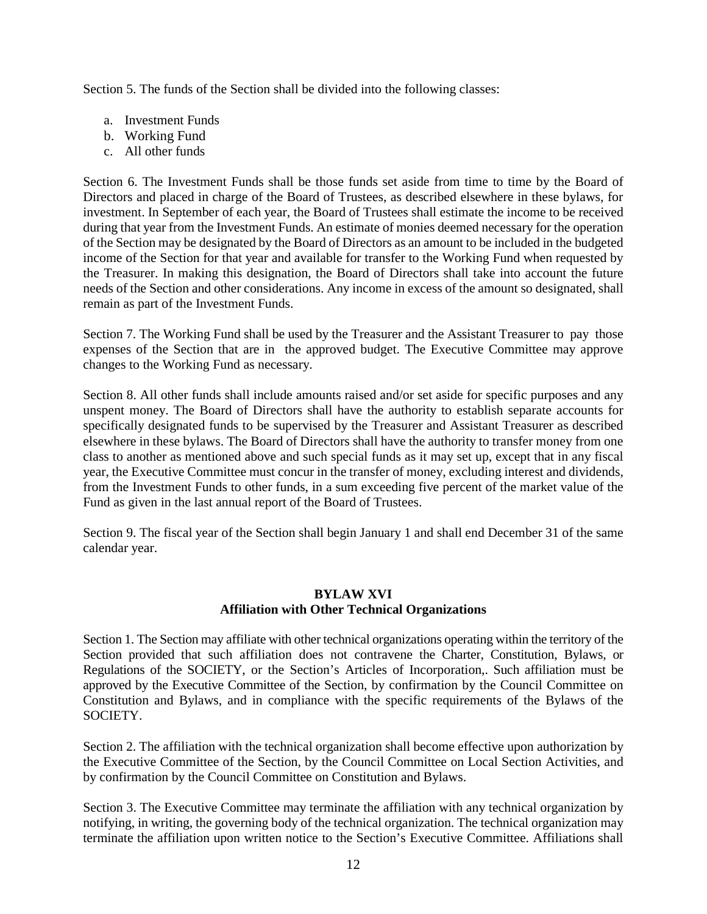Section 5. The funds of the Section shall be divided into the following classes:

a. Investment Funds
b. Working Fund
c. All other funds

Section 6. The Investment Funds shall be those funds set aside from time to time by the Board of Directors and placed in charge of the Board of Trustees, as described elsewhere in these bylaws, for investment. In September of each year, the Board of Trustees shall estimate the income to be received during that year from the Investment Funds. An estimate of monies deemed necessary for the operation of the Section may be designated by the Board of Directors as an amount to be included in the budgeted income of the Section for that year and available for transfer to the Working Fund when requested by the Treasurer. In making this designation, the Board of Directors shall take into account the future needs of the Section and other considerations. Any income in excess of the amount so designated, shall remain as part of the Investment Funds.

Section 7. The Working Fund shall be used by the Treasurer and the Assistant Treasurer to pay those expenses of the Section that are in the approved budget. The Executive Committee may approve changes to the Working Fund as necessary.

Section 8. All other funds shall include amounts raised and/or set aside for specific purposes and any unspent money. The Board of Directors shall have the authority to establish separate accounts for specifically designated funds to be supervised by the Treasurer and Assistant Treasurer as described elsewhere in these bylaws. The Board of Directors shall have the authority to transfer money from one class to another as mentioned above and such special funds as it may set up, except that in any fiscal year, the Executive Committee must concur in the transfer of money, excluding interest and dividends, from the Investment Funds to other funds, in a sum exceeding five percent of the market value of the Fund as given in the last annual report of the Board of Trustees.

Section 9. The fiscal year of the Section shall begin January 1 and shall end December 31 of the same calendar year.

## BYLAW XVI
## Affiliation with Other Technical Organizations

Section 1. The Section may affiliate with other technical organizations operating within the territory of the Section provided that such affiliation does not contravene the Charter, Constitution, Bylaws, or Regulations of the SOCIETY, or the Section's Articles of Incorporation,. Such affiliation must be approved by the Executive Committee of the Section, by confirmation by the Council Committee on Constitution and Bylaws, and in compliance with the specific requirements of the Bylaws of the SOCIETY.

Section 2. The affiliation with the technical organization shall become effective upon authorization by the Executive Committee of the Section, by the Council Committee on Local Section Activities, and by confirmation by the Council Committee on Constitution and Bylaws.

Section 3. The Executive Committee may terminate the affiliation with any technical organization by notifying, in writing, the governing body of the technical organization. The technical organization may terminate the affiliation upon written notice to the Section's Executive Committee. Affiliations shall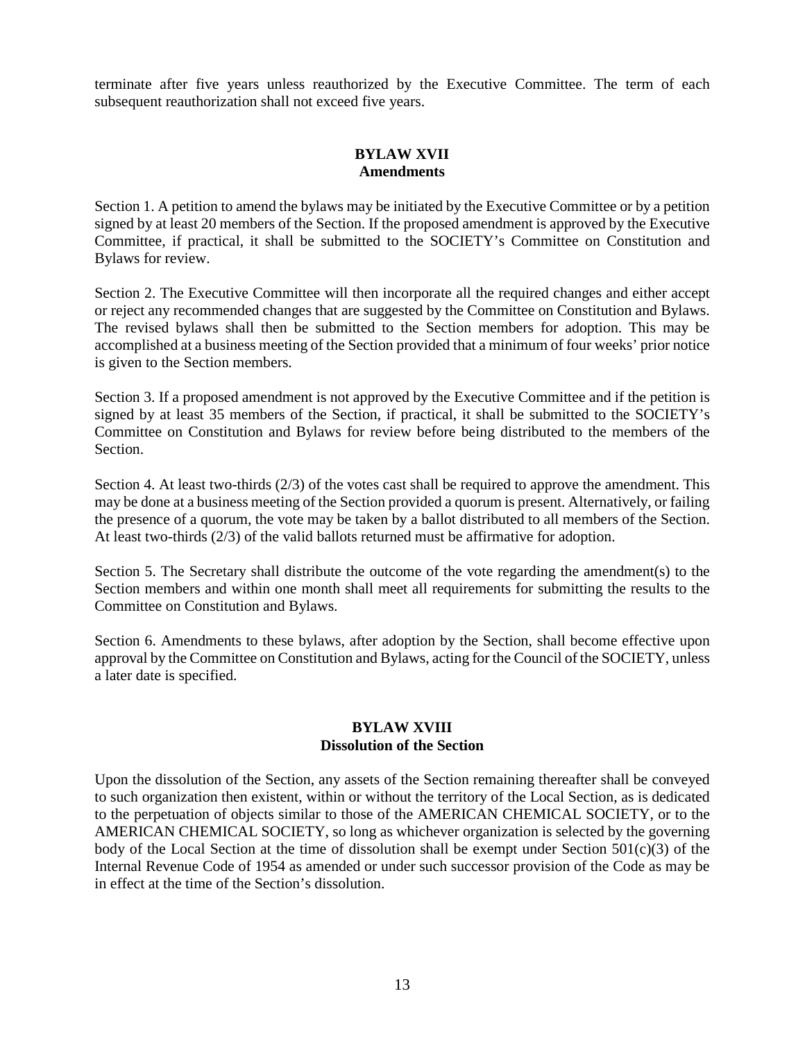terminate after five years unless reauthorized by the Executive Committee. The term of each subsequent reauthorization shall not exceed five years.

## BYLAW XVII
## Amendments

Section 1. A petition to amend the bylaws may be initiated by the Executive Committee or by a petition signed by at least 20 members of the Section. If the proposed amendment is approved by the Executive Committee, if practical, it shall be submitted to the SOCIETY's Committee on Constitution and Bylaws for review.

Section 2. The Executive Committee will then incorporate all the required changes and either accept or reject any recommended changes that are suggested by the Committee on Constitution and Bylaws. The revised bylaws shall then be submitted to the Section members for adoption. This may be accomplished at a business meeting of the Section provided that a minimum of four weeks' prior notice is given to the Section members.

Section 3. If a proposed amendment is not approved by the Executive Committee and if the petition is signed by at least 35 members of the Section, if practical, it shall be submitted to the SOCIETY's Committee on Constitution and Bylaws for review before being distributed to the members of the Section.

Section 4. At least two-thirds (2/3) of the votes cast shall be required to approve the amendment. This may be done at a business meeting of the Section provided a quorum is present. Alternatively, or failing the presence of a quorum, the vote may be taken by a ballot distributed to all members of the Section. At least two-thirds (2/3) of the valid ballots returned must be affirmative for adoption.

Section 5. The Secretary shall distribute the outcome of the vote regarding the amendment(s) to the Section members and within one month shall meet all requirements for submitting the results to the Committee on Constitution and Bylaws.

Section 6. Amendments to these bylaws, after adoption by the Section, shall become effective upon approval by the Committee on Constitution and Bylaws, acting for the Council of the SOCIETY, unless a later date is specified.

## BYLAW XVIII
## Dissolution of the Section

Upon the dissolution of the Section, any assets of the Section remaining thereafter shall be conveyed to such organization then existent, within or without the territory of the Local Section, as is dedicated to the perpetuation of objects similar to those of the AMERICAN CHEMICAL SOCIETY, or to the AMERICAN CHEMICAL SOCIETY, so long as whichever organization is selected by the governing body of the Local Section at the time of dissolution shall be exempt under Section 501(c)(3) of the Internal Revenue Code of 1954 as amended or under such successor provision of the Code as may be in effect at the time of the Section's dissolution.